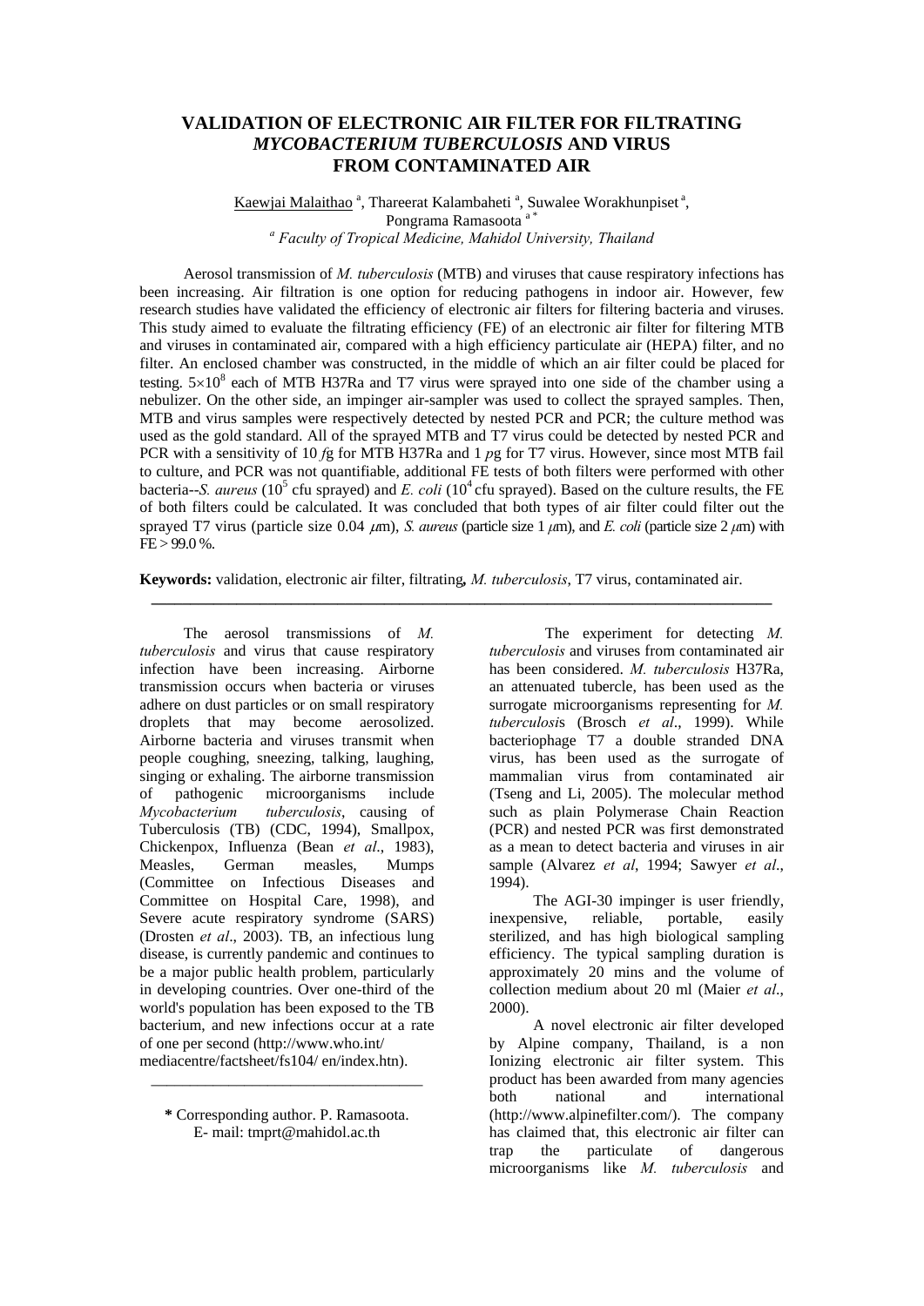# VALIDATION OF ELECTRONIC AIR FILTER FOR FILTRATING *MYCOBACTERIUM TUBERCULOSIS* AND VIRUS FROM CONTAMINATED AIR

Kaewjai Malaithao [a], Thareerat Kalambaheti [a], Suwalee Worakhunpiset [a], Pongrama Ramasoota [a *]

[a] *Faculty of Tropical Medicine, Mahidol University, Thailand*

Aerosol transmission of *M. tuberculosis* (MTB) and viruses that cause respiratory infections has been increasing. Air filtration is one option for reducing pathogens in indoor air. However, few research studies have validated the efficiency of electronic air filters for filtering bacteria and viruses. This study aimed to evaluate the filtrating efficiency (FE) of an electronic air filter for filtering MTB and viruses in contaminated air, compared with a high efficiency particulate air (HEPA) filter, and no filter. An enclosed chamber was constructed, in the middle of which an air filter could be placed for testing. $5\times10^8$ each of MTB H37Ra and T7 virus were sprayed into one side of the chamber using a nebulizer. On the other side, an impinger air-sampler was used to collect the sprayed samples. Then, MTB and virus samples were respectively detected by nested PCR and PCR; the culture method was used as the gold standard. All of the sprayed MTB and T7 virus could be detected by nested PCR and PCR with a sensitivity of 10 *f*g for MTB H37Ra and 1 *p*g for T7 virus. However, since most MTB fail to culture, and PCR was not quantifiable, additional FE tests of both filters were performed with other bacteria--*S. aureus* ($10^5$ cfu sprayed) and *E. coli* ($10^4$ cfu sprayed). Based on the culture results, the FE of both filters could be calculated. It was concluded that both types of air filter could filter out the sprayed T7 virus (particle size 0.04 $\mu$m), *S. aureus* (particle size 1 $\mu$m), and *E. coli* (particle size 2 $\mu$m) with FE > 99.0 %.

**Keywords:** validation, electronic air filter, filtrating, *M. tuberculosis*, T7 virus, contaminated air.

---

The aerosol transmissions of *M. tuberculosis* and virus that cause respiratory infection have been increasing. Airborne transmission occurs when bacteria or viruses adhere on dust particles or on small respiratory droplets that may become aerosolized. Airborne bacteria and viruses transmit when people coughing, sneezing, talking, laughing, singing or exhaling. The airborne transmission of pathogenic microorganisms include *Mycobacterium tuberculosis*, causing of Tuberculosis (TB) (CDC, 1994), Smallpox, Chickenpox, Influenza (Bean *et al*., 1983), Measles, German measles, Mumps (Committee on Infectious Diseases and Committee on Hospital Care, 1998), and Severe acute respiratory syndrome (SARS) (Drosten *et al*., 2003). TB, an infectious lung disease, is currently pandemic and continues to be a major public health problem, particularly in developing countries. Over one-third of the world's population has been exposed to the TB bacterium, and new infections occur at a rate of one per second (http://www.who.int/ mediacentre/factsheet/fs104/ en/index.htn).

The experiment for detecting *M. tuberculosis* and viruses from contaminated air has been considered. *M. tuberculosis* H37Ra, an attenuated tubercle, has been used as the surrogate microorganisms representing for *M. tuberculosis* (Brosch *et al*., 1999). While bacteriophage T7 a double stranded DNA virus, has been used as the surrogate of mammalian virus from contaminated air (Tseng and Li, 2005). The molecular method such as plain Polymerase Chain Reaction (PCR) and nested PCR was first demonstrated as a mean to detect bacteria and viruses in air sample (Alvarez *et al*, 1994; Sawyer *et al*., 1994).

The AGI-30 impinger is user friendly, inexpensive, reliable, portable, easily sterilized, and has high biological sampling efficiency. The typical sampling duration is approximately 20 mins and the volume of collection medium about 20 ml (Maier *et al*., 2000).

A novel electronic air filter developed by Alpine company, Thailand, is a non Ionizing electronic air filter system. This product has been awarded from many agencies both national and international (http://www.alpinefilter.com/). The company has claimed that, this electronic air filter can trap the particulate of dangerous microorganisms like *M. tuberculosis* and

---

**\*** Corresponding author. P. Ramasoota.
E- mail: tmprt@mahidol.ac.th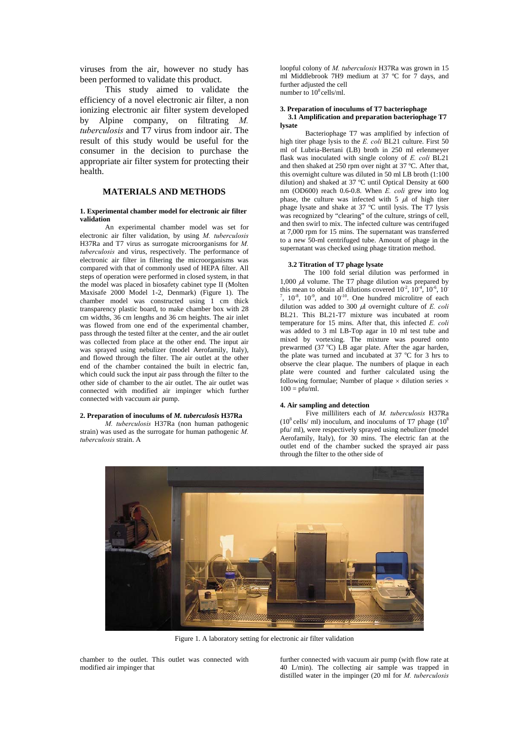viruses from the air, however no study has been performed to validate this product.

This study aimed to validate the efficiency of a novel electronic air filter, a non ionizing electronic air filter system developed by Alpine company, on filtrating *M. tuberculosis* and T7 virus from indoor air. The result of this study would be useful for the consumer in the decision to purchase the appropriate air filter system for protecting their health.

## MATERIALS AND METHODS

### 1. Experimental chamber model for electronic air filter validation

An experimental chamber model was set for electronic air filter validation, by using *M. tuberculosis* H37Ra and T7 virus as surrogate microorganisms for *M. tuberculosis* and virus, respectively. The performance of electronic air filter in filtering the microorganisms was compared with that of commonly used of HEPA filter. All steps of operation were performed in closed system, in that the model was placed in biosafety cabinet type II (Molten Maxisafe 2000 Model 1-2, Denmark) (Figure 1). The chamber model was constructed using 1 cm thick transparency plastic board, to make chamber box with 28 cm widths, 36 cm lengths and 36 cm heights. The air inlet was flowed from one end of the experimental chamber, pass through the tested filter at the center, and the air outlet was collected from place at the other end. The input air was sprayed using nebulizer (model Aerofamily, Italy), and flowed through the filter. The air outlet at the other end of the chamber contained the built in electric fan, which could suck the input air pass through the filter to the other side of chamber to the air outlet. The air outlet was connected with modified air impinger which further connected with vaccuum air pump.

### 2. Preparation of inoculums of *M. tuberculosis* H37Ra

*M. tuberculosis* H37Ra (non human pathogenic strain) was used as the surrogate for human pathogenic *M. tuberculosis* strain. A loopful colony of *M. tuberculosis* H37Ra was grown in 15 ml Middlebrook 7H9 medium at 37 ºC for 7 days, and further adjusted the cell number to $10^8$ cells/ml.

### 3. Preparation of inoculums of T7 bacteriophage

#### 3.1 Amplification and preparation bacteriophage T7 lysate

Bacteriophage T7 was amplified by infection of high titer phage lysis to the *E. coli* BL21 culture. First 50 ml of Lubria-Bertani (LB) broth in 250 ml erlenmeyer flask was inoculated with single colony of *E. coli* BL21 and then shaked at 250 rpm over night at 37 ºC. After that, this overnight culture was diluted in 50 ml LB broth (1:100 dilution) and shaked at 37 ºC until Optical Density at 600 nm (OD600) reach 0.6-0.8. When *E. coli* grew into log phase, the culture was infected with 5 $\mu$l of high titer phage lysate and shake at 37 ºC until lysis. The T7 lysis was recognized by "clearing" of the culture, strings of cell, and then swirl to mix. The infected culture was centrifuged at 7,000 rpm for 15 mins. The supernatant was transferred to a new 50-ml centrifuged tube. Amount of phage in the supernatant was checked using phage titration method.

#### 3.2 Titration of T7 phage lysate

The 100 fold serial dilution was performed in 1,000 $\mu$l volume. The T7 phage dilution was prepared by this mean to obtain all dilutions covered $10^{-2}$, $10^{-4}$, $10^{-6}$, $10^{-7}$, $10^{-8}$, $10^{-9}$, and $10^{-10}$. One hundred microlitre of each dilution was added to 300 $\mu$l overnight culture of *E. coli* BL21. This BL21-T7 mixture was incubated at room temperature for 15 mins. After that, this infected *E. coli* was added to 3 ml LB-Top agar in 10 ml test tube and mixed by vortexing. The mixture was poured onto prewarmed (37 ºC) LB agar plate. After the agar harden, the plate was turned and incubated at 37 ºC for 3 hrs to observe the clear plaque. The numbers of plaque in each plate were counted and further calculated using the following formulae; Number of plaque $\times$ dilution series $\times$ 100 = pfu/ml.

### 4. Air sampling and detection

Five milliliters each of *M. tuberculosis* H37Ra ($10^8$ cells/ ml) inoculum, and inoculums of T7 phage ($10^8$ pfu/ ml), were respectively sprayed using nebulizer (model Aerofamily, Italy), for 30 mins. The electric fan at the outlet end of the chamber sucked the sprayed air pass through the filter to the other side of

Figure 1. A laboratory setting for electronic air filter validation

chamber to the outlet. This outlet was connected with modified air impinger that further connected with vacuum air pump (with flow rate at 40 L/min). The collecting air sample was trapped in distilled water in the impinger (20 ml for *M. tuberculosis*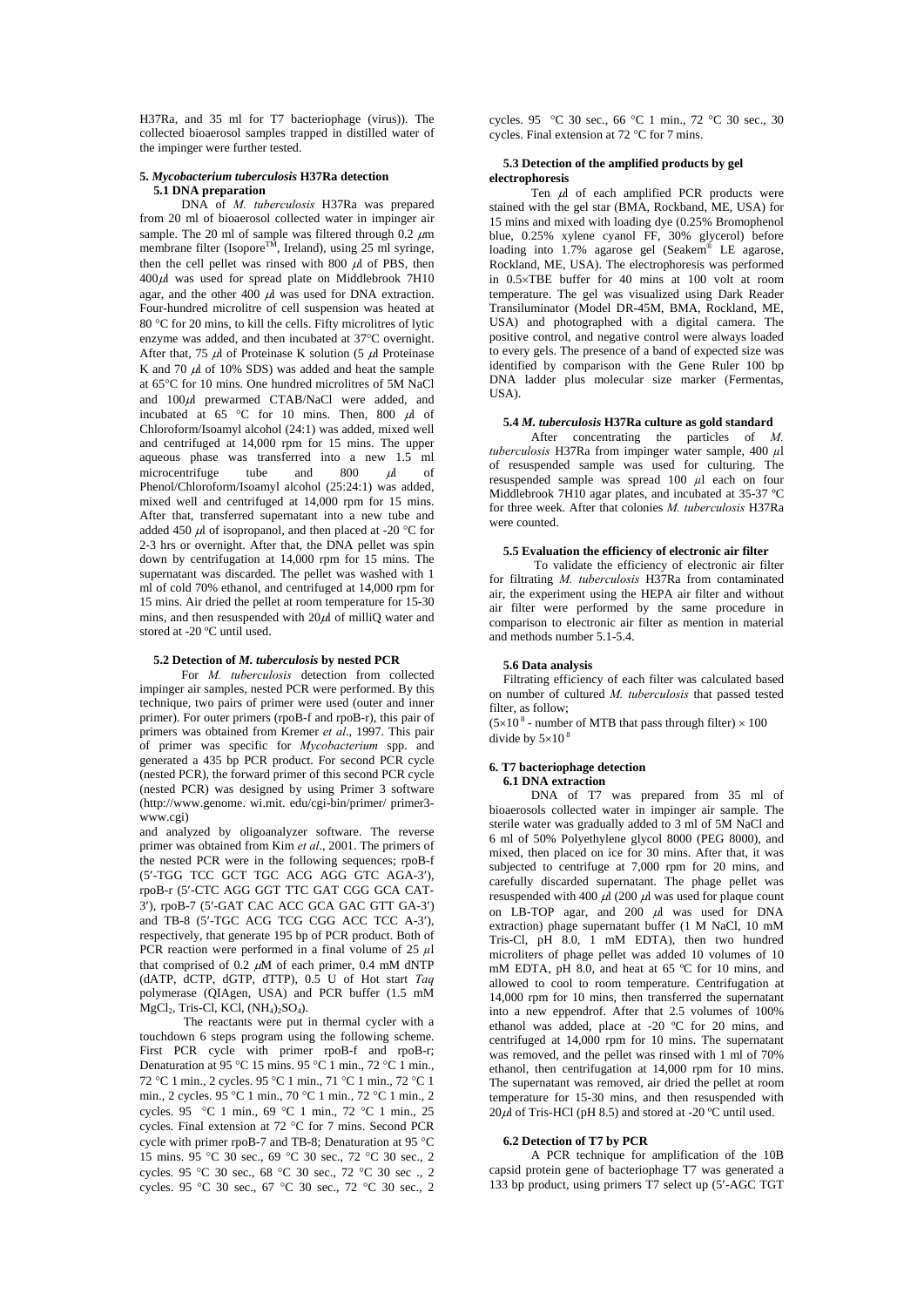H37Ra, and 35 ml for T7 bacteriophage (virus)). The collected bioaerosol samples trapped in distilled water of the impinger were further tested.

### 5. *Mycobacterium tuberculosis* H37Ra detection

#### 5.1 DNA preparation

DNA of *M. tuberculosis* H37Ra was prepared from 20 ml of bioaerosol collected water in impinger air sample. The 20 ml of sample was filtered through 0.2 $\mu$m membrane filter (Isopore™, Ireland), using 25 ml syringe, then the cell pellet was rinsed with 800 $\mu$l of PBS, then 400$\mu$l was used for spread plate on Middlebrook 7H10 agar, and the other 400 $\mu$l was used for DNA extraction. Four-hundred microlitre of cell suspension was heated at 80 °C for 20 mins, to kill the cells. Fifty microlitres of lytic enzyme was added, and then incubated at 37°C overnight. After that, 75 $\mu$l of Proteinase K solution (5 $\mu$l Proteinase K and 70 $\mu$l of 10% SDS) was added and heat the sample at 65°C for 10 mins. One hundred microlitres of 5M NaCl and 100$\mu$l prewarmed CTAB/NaCl were added, and incubated at 65 °C for 10 mins. Then, 800 $\mu$l of Chloroform/Isoamyl alcohol (24:1) was added, mixed well and centrifuged at 14,000 rpm for 15 mins. The upper aqueous phase was transferred into a new 1.5 ml microcentrifuge tube and 800 $\mu$l of Phenol/Chloroform/Isoamyl alcohol (25:24:1) was added, mixed well and centrifuged at 14,000 rpm for 15 mins. After that, transferred supernatant into a new tube and added 450 $\mu$l of isopropanol, and then placed at -20 °C for 2-3 hrs or overnight. After that, the DNA pellet was spin down by centrifugation at 14,000 rpm for 15 mins. The supernatant was discarded. The pellet was washed with 1 ml of cold 70% ethanol, and centrifuged at 14,000 rpm for 15 mins. Air dried the pellet at room temperature for 15-30 mins, and then resuspended with 20$\mu$l of milliQ water and stored at -20 ºC until used.

#### 5.2 Detection of *M. tuberculosis* by nested PCR

For *M. tuberculosis* detection from collected impinger air samples, nested PCR were performed. By this technique, two pairs of primer were used (outer and inner primer). For outer primers (rpoB-f and rpoB-r), this pair of primers was obtained from Kremer *et al*., 1997. This pair of primer was specific for *Mycobacterium* spp. and generated a 435 bp PCR product. For second PCR cycle (nested PCR), the forward primer of this second PCR cycle (nested PCR) was designed by using Primer 3 software (http://www.genome. wi.mit. edu/cgi-bin/primer/ primer3-www.cgi) and analyzed by oligoanalyzer software. The reverse primer was obtained from Kim *et al*., 2001. The primers of the nested PCR were in the following sequences; rpoB-f (5′-TGG TCC GCT TGC ACG AGG GTC AGA-3′), rpoB-r (5′-CTC AGG GGT TTC GAT CGG GCA CAT-3′), rpoB-7 (5′-GAT CAC ACC GCA GAC GTT GA-3′) and TB-8 (5′-TGC ACG TCG CGG ACC TCC A-3′), respectively, that generate 195 bp of PCR product. Both of PCR reaction were performed in a final volume of 25 $\mu$l that comprised of 0.2 $\mu$M of each primer, 0.4 mM dNTP (dATP, dCTP, dGTP, dTTP), 0.5 U of Hot start *Taq* polymerase (QIAgen, USA) and PCR buffer (1.5 mM $MgCl_2$, Tris-Cl, KCl, $(NH_4)_2SO_4$).

The reactants were put in thermal cycler with a touchdown 6 steps program using the following scheme. First PCR cycle with primer rpoB-f and rpoB-r; Denaturation at 95 °C 15 mins. 95 °C 1 min., 72 °C 1 min., 72 °C 1 min., 2 cycles. 95 °C 1 min., 71 °C 1 min., 72 °C 1 min., 2 cycles. 95 °C 1 min., 70 °C 1 min., 72 °C 1 min., 2 cycles. 95 °C 1 min., 69 °C 1 min., 72 °C 1 min., 25 cycles. Final extension at 72 °C for 7 mins. Second PCR cycle with primer rpoB-7 and TB-8; Denaturation at 95 °C 15 mins. 95 °C 30 sec., 69 °C 30 sec., 72 °C 30 sec., 2 cycles. 95 °C 30 sec., 68 °C 30 sec., 72 °C 30 sec ., 2 cycles. 95 °C 30 sec., 67 °C 30 sec., 72 °C 30 sec., 2 cycles. 95 °C 30 sec., 66 °C 1 min., 72 °C 30 sec., 30 cycles. Final extension at 72 °C for 7 mins.

#### 5.3 Detection of the amplified products by gel electrophoresis

Ten $\mu$l of each amplified PCR products were stained with the gel star (BMA, Rockband, ME, USA) for 15 mins and mixed with loading dye (0.25% Bromophenol blue, 0.25% xylene cyanol FF, 30% glycerol) before loading into 1.7% agarose gel (Seakem® LE agarose, Rockland, ME, USA). The electrophoresis was performed in 0.5×TBE buffer for 40 mins at 100 volt at room temperature. The gel was visualized using Dark Reader Transiluminator (Model DR-45M, BMA, Rockland, ME, USA) and photographed with a digital camera. The positive control, and negative control were always loaded to every gels. The presence of a band of expected size was identified by comparison with the Gene Ruler 100 bp DNA ladder plus molecular size marker (Fermentas, USA).

#### 5.4 *M. tuberculosis* H37Ra culture as gold standard

After concentrating the particles of *M. tuberculosis* H37Ra from impinger water sample, 400 $\mu$l of resuspended sample was used for culturing. The resuspended sample was spread 100 $\mu$l each on four Middlebrook 7H10 agar plates, and incubated at 35-37 ºC for three week. After that colonies *M. tuberculosis* H37Ra were counted.

#### 5.5 Evaluation the efficiency of electronic air filter

To validate the efficiency of electronic air filter for filtrating *M. tuberculosis* H37Ra from contaminated air, the experiment using the HEPA air filter and without air filter were performed by the same procedure in comparison to electronic air filter as mention in material and methods number 5.1-5.4.

#### 5.6 Data analysis

Filtrating efficiency of each filter was calculated based on number of cultured *M. tuberculosis* that passed tested filter, as follow;

($5\times10^8$ - number of MTB that pass through filter) $\times$ 100 divide by $5\times10^8$

### 6. T7 bacteriophage detection

#### 6.1 DNA extraction

DNA of T7 was prepared from 35 ml of bioaerosols collected water in impinger air sample. The sterile water was gradually added to 3 ml of 5M NaCl and 6 ml of 50% Polyethylene glycol 8000 (PEG 8000), and mixed, then placed on ice for 30 mins. After that, it was subjected to centrifuge at 7,000 rpm for 20 mins, and carefully discarded supernatant. The phage pellet was resuspended with 400 $\mu$l (200 $\mu$l was used for plaque count on LB-TOP agar, and 200 $\mu$l was used for DNA extraction) phage supernatant buffer (1 M NaCl, 10 mM Tris-Cl, pH 8.0, 1 mM EDTA), then two hundred microliters of phage pellet was added 10 volumes of 10 mM EDTA, pH 8.0, and heat at 65 ºC for 10 mins, and allowed to cool to room temperature. Centrifugation at 14,000 rpm for 10 mins, then transferred the supernatant into a new eppendrof. After that 2.5 volumes of 100% ethanol was added, place at -20 ºC for 20 mins, and centrifuged at 14,000 rpm for 10 mins. The supernatant was removed, and the pellet was rinsed with 1 ml of 70% ethanol, then centrifugation at 14,000 rpm for 10 mins. The supernatant was removed, air dried the pellet at room temperature for 15-30 mins, and then resuspended with 20$\mu$l of Tris-HCl (pH 8.5) and stored at -20 ºC until used.

#### 6.2 Detection of T7 by PCR

A PCR technique for amplification of the 10B capsid protein gene of bacteriophage T7 was generated a 133 bp product, using primers T7 select up (5′-AGC TGT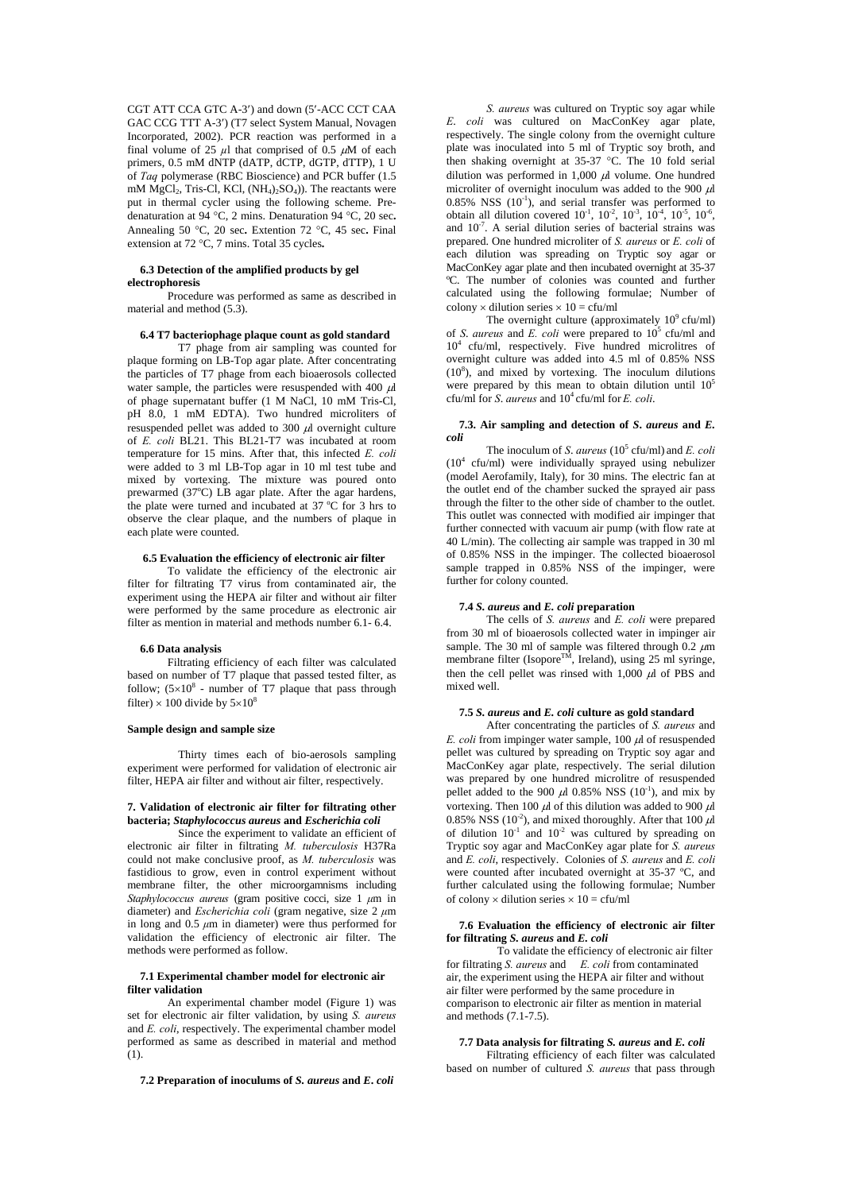CGT ATT CCA GTC A-3′) and down (5′-ACC CCT CAA GAC CCG TTT A-3′) (T7 select System Manual, Novagen Incorporated, 2002). PCR reaction was performed in a final volume of 25 $\mu$l that comprised of 0.5 $\mu$M of each primers, 0.5 mM dNTP (dATP, dCTP, dGTP, dTTP), 1 U of *Taq* polymerase (RBC Bioscience) and PCR buffer (1.5 mM $MgCl_2$, Tris-Cl, KCl, $(NH_4)_2SO_4$)). The reactants were put in thermal cycler using the following scheme. Pre-denaturation at 94 °C, 2 mins. Denaturation 94 °C, 20 sec**.** Annealing 50 °C, 20 sec**.** Extention 72 °C, 45 sec**.** Final extension at 72 °C, 7 mins. Total 35 cycles**.**

### 6.3 Detection of the amplified products by gel electrophoresis

Procedure was performed as same as described in material and method (5.3).

### 6.4 T7 bacteriophage plaque count as gold standard

T7 phage from air sampling was counted for plaque forming on LB-Top agar plate. After concentrating the particles of T7 phage from each bioaerosols collected water sample, the particles were resuspended with 400 $\mu$l of phage supernatant buffer (1 M NaCl, 10 mM Tris-Cl, pH 8.0, 1 mM EDTA). Two hundred microliters of resuspended pellet was added to 300 $\mu$l overnight culture of *E. coli* BL21. This BL21-T7 was incubated at room temperature for 15 mins. After that, this infected *E. coli* were added to 3 ml LB-Top agar in 10 ml test tube and mixed by vortexing. The mixture was poured onto prewarmed (37$^o$C) LB agar plate. After the agar hardens, the plate were turned and incubated at 37 $^o$C for 3 hrs to observe the clear plaque, and the numbers of plaque in each plate were counted.

### 6.5 Evaluation the efficiency of electronic air filter

To validate the efficiency of the electronic air filter for filtrating T7 virus from contaminated air, the experiment using the HEPA air filter and without air filter were performed by the same procedure as electronic air filter as mention in material and methods number 6.1- 6.4.

### 6.6 Data analysis

Filtrating efficiency of each filter was calculated based on number of T7 plaque that passed tested filter, as follow; ($5\times10^8$ - number of T7 plaque that pass through filter) $\times$ 100 divide by $5\times10^8$

### Sample design and sample size

Thirty times each of bio-aerosols sampling experiment were performed for validation of electronic air filter, HEPA air filter and without air filter, respectively.

## 7. Validation of electronic air filter for filtrating other bacteria; *Staphylococcus aureus* and *Escherichia coli*

Since the experiment to validate an efficient of electronic air filter in filtrating *M. tuberculosis* H37Ra could not make conclusive proof, as *M. tuberculosis* was fastidious to grow, even in control experiment without membrane filter, the other microorgamnisms including *Staphylococcus aureus* (gram positive cocci, size 1 $\mu$m in diameter) and *Escherichia coli* (gram negative, size 2 $\mu$m in long and 0.5 $\mu$m in diameter) were thus performed for validation the efficiency of electronic air filter. The methods were performed as follow.

### 7.1 Experimental chamber model for electronic air filter validation

An experimental chamber model (Figure 1) was set for electronic air filter validation, by using *S. aureus* and *E. coli*, respectively. The experimental chamber model performed as same as described in material and method (1).

### 7.2 Preparation of inoculums of *S. aureus* and *E. coli*

*S. aureus* was cultured on Tryptic soy agar while *E. coli* was cultured on MacConKey agar plate, respectively. The single colony from the overnight culture plate was inoculated into 5 ml of Tryptic soy broth, and then shaking overnight at 35-37 °C. The 10 fold serial dilution was performed in 1,000 $\mu$l volume. One hundred microliter of overnight inoculum was added to the 900 $\mu$l 0.85% NSS ($10^{-1}$), and serial transfer was performed to obtain all dilution covered $10^{-1}$, $10^{-2}$, $10^{-3}$, $10^{-4}$, $10^{-5}$, $10^{-6}$, and $10^{-7}$. A serial dilution series of bacterial strains was prepared. One hundred microliter of *S. aureus* or *E. coli* of each dilution was spreading on Tryptic soy agar or MacConKey agar plate and then incubated overnight at 35-37 ºC. The number of colonies was counted and further calculated using the following formulae; Number of colony $\times$ dilution series $\times$ 10 = cfu/ml

The overnight culture (approximately $10^9$ cfu/ml) of *S. aureus* and *E. coli* were prepared to $10^5$ cfu/ml and $10^4$ cfu/ml, respectively. Five hundred microlitres of overnight culture was added into 4.5 ml of 0.85% NSS ($10^8$), and mixed by vortexing. The inoculum dilutions were prepared by this mean to obtain dilution until $10^5$ cfu/ml for *S. aureus* and $10^4$ cfu/ml for *E. coli*.

### 7.3. Air sampling and detection of *S. aureus* and *E. coli*

The inoculum of *S. aureus* ($10^5$ cfu/ml) and *E. coli* ($10^4$ cfu/ml) were individually sprayed using nebulizer (model Aerofamily, Italy), for 30 mins. The electric fan at the outlet end of the chamber sucked the sprayed air pass through the filter to the other side of chamber to the outlet. This outlet was connected with modified air impinger that further connected with vacuum air pump (with flow rate at 40 L/min). The collecting air sample was trapped in 30 ml of 0.85% NSS in the impinger. The collected bioaerosol sample trapped in 0.85% NSS of the impinger, were further for colony counted.

### 7.4 *S. aureus* and *E. coli* preparation

The cells of *S. aureus* and *E. coli* were prepared from 30 ml of bioaerosols collected water in impinger air sample. The 30 ml of sample was filtered through 0.2 $\mu$m membrane filter (Isopore$^{TM}$, Ireland), using 25 ml syringe, then the cell pellet was rinsed with 1,000 $\mu$l of PBS and mixed well.

### 7.5 *S. aureus* and *E. coli* culture as gold standard

After concentrating the particles of *S. aureus* and *E. coli* from impinger water sample, 100 $\mu$l of resuspended pellet was cultured by spreading on Tryptic soy agar and MacConKey agar plate, respectively. The serial dilution was prepared by one hundred microlitre of resuspended pellet added to the 900 $\mu$l 0.85% NSS ($10^{-1}$), and mix by vortexing. Then 100 $\mu$l of this dilution was added to 900 $\mu$l 0.85% NSS ($10^{-2}$), and mixed thoroughly. After that 100 $\mu$l of dilution $10^{-1}$ and $10^{-2}$ was cultured by spreading on Tryptic soy agar and MacConKey agar plate for *S. aureus* and *E. coli*, respectively. Colonies of *S. aureus* and *E. coli* were counted after incubated overnight at 35-37 ºC, and further calculated using the following formulae; Number of colony $\times$ dilution series $\times$ 10 = cfu/ml

### 7.6 Evaluation the efficiency of electronic air filter for filtrating *S. aureus* and *E. coli*

To validate the efficiency of electronic air filter for filtrating *S. aureus* and *E. coli* from contaminated air, the experiment using the HEPA air filter and without air filter were performed by the same procedure in comparison to electronic air filter as mention in material and methods (7.1-7.5).

### 7.7 Data analysis for filtrating *S. aureus* and *E. coli*

Filtrating efficiency of each filter was calculated based on number of cultured *S. aureus* that pass through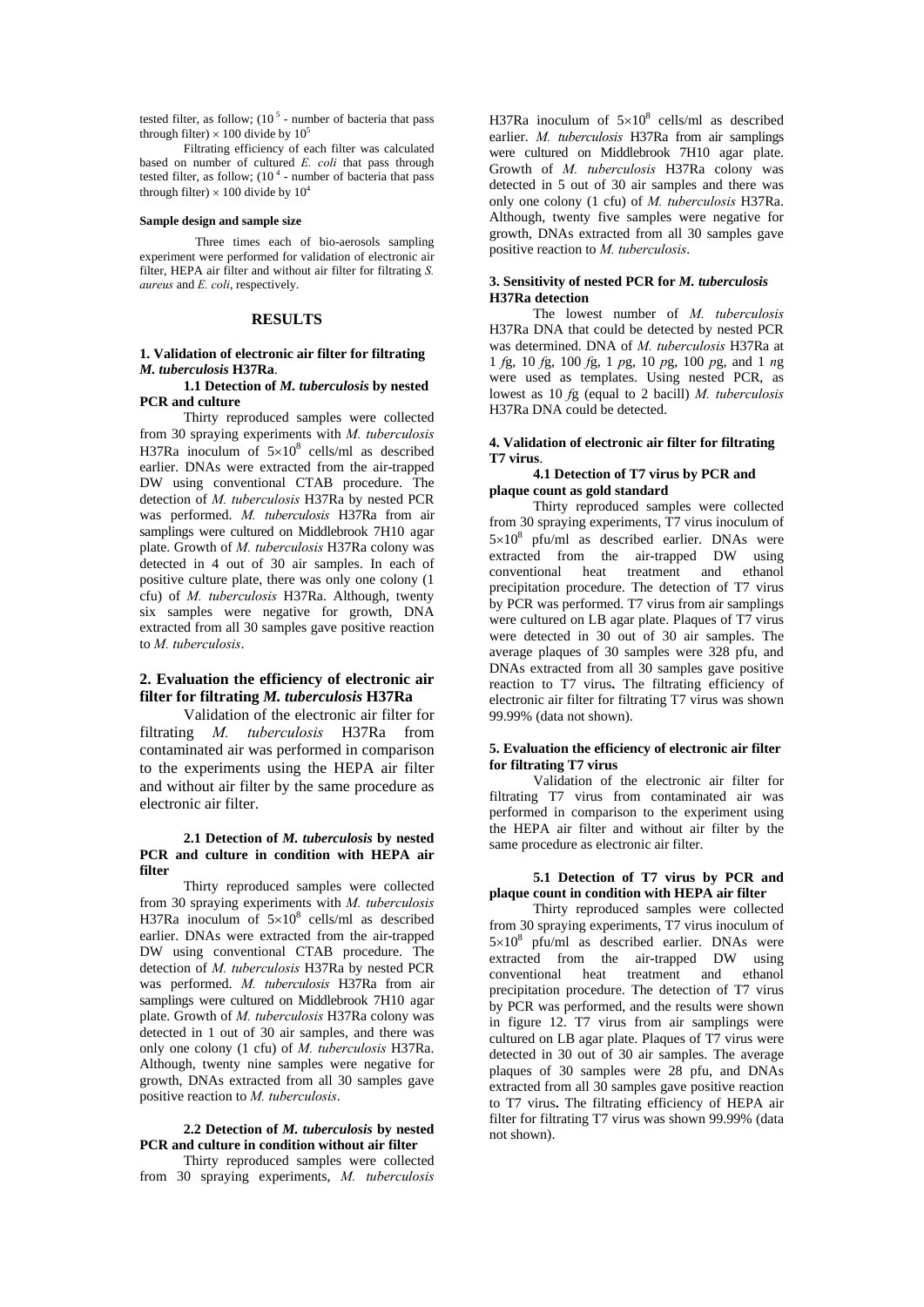tested filter, as follow; ($10^5$ - number of bacteria that pass through filter) $\times$ 100 divide by $10^5$

Filtrating efficiency of each filter was calculated based on number of cultured *E. coli* that pass through tested filter, as follow; ($10^4$ - number of bacteria that pass through filter) $\times$ 100 divide by $10^4$

#### Sample design and sample size

Three times each of bio-aerosols sampling experiment were performed for validation of electronic air filter, HEPA air filter and without air filter for filtrating *S. aureus* and *E. coli*, respectively.

## RESULTS

### 1. Validation of electronic air filter for filtrating *M. tuberculosis* H37Ra.

#### 1.1 Detection of *M. tuberculosis* by nested PCR and culture

Thirty reproduced samples were collected from 30 spraying experiments with *M. tuberculosis* H37Ra inoculum of $5\times10^8$ cells/ml as described earlier. DNAs were extracted from the air-trapped DW using conventional CTAB procedure. The detection of *M. tuberculosis* H37Ra by nested PCR was performed. *M. tuberculosis* H37Ra from air samplings were cultured on Middlebrook 7H10 agar plate. Growth of *M. tuberculosis* H37Ra colony was detected in 4 out of 30 air samples. In each of positive culture plate, there was only one colony (1 cfu) of *M. tuberculosis* H37Ra. Although, twenty six samples were negative for growth, DNA extracted from all 30 samples gave positive reaction to *M. tuberculosis*.

### 2. Evaluation the efficiency of electronic air filter for filtrating *M. tuberculosis* H37Ra

Validation of the electronic air filter for filtrating *M. tuberculosis* H37Ra from contaminated air was performed in comparison to the experiments using the HEPA air filter and without air filter by the same procedure as electronic air filter.

#### 2.1 Detection of *M. tuberculosis* by nested PCR and culture in condition with HEPA air filter

Thirty reproduced samples were collected from 30 spraying experiments with *M. tuberculosis* H37Ra inoculum of $5\times10^8$ cells/ml as described earlier. DNAs were extracted from the air-trapped DW using conventional CTAB procedure. The detection of *M. tuberculosis* H37Ra by nested PCR was performed. *M. tuberculosis* H37Ra from air samplings were cultured on Middlebrook 7H10 agar plate. Growth of *M. tuberculosis* H37Ra colony was detected in 1 out of 30 air samples, and there was only one colony (1 cfu) of *M. tuberculosis* H37Ra. Although, twenty nine samples were negative for growth, DNAs extracted from all 30 samples gave positive reaction to *M. tuberculosis*.

#### 2.2 Detection of *M. tuberculosis* by nested PCR and culture in condition without air filter

Thirty reproduced samples were collected from 30 spraying experiments, *M. tuberculosis* H37Ra inoculum of $5\times10^8$ cells/ml as described earlier. *M. tuberculosis* H37Ra from air samplings were cultured on Middlebrook 7H10 agar plate. Growth of *M. tuberculosis* H37Ra colony was detected in 5 out of 30 air samples and there was only one colony (1 cfu) of *M. tuberculosis* H37Ra. Although, twenty five samples were negative for growth, DNAs extracted from all 30 samples gave positive reaction to *M. tuberculosis*.

### 3. Sensitivity of nested PCR for *M. tuberculosis* H37Ra detection

The lowest number of *M. tuberculosis* H37Ra DNA that could be detected by nested PCR was determined. DNA of *M. tuberculosis* H37Ra at 1 *f*g, 10 *f*g, 100 *f*g, 1 *p*g, 10 *p*g, 100 *p*g, and 1 *n*g were used as templates. Using nested PCR, as lowest as 10 *f*g (equal to 2 bacill) *M. tuberculosis* H37Ra DNA could be detected.

### 4. Validation of electronic air filter for filtrating T7 virus.

#### 4.1 Detection of T7 virus by PCR and plaque count as gold standard

Thirty reproduced samples were collected from 30 spraying experiments, T7 virus inoculum of $5\times10^8$ pfu/ml as described earlier. DNAs were extracted from the air-trapped DW using conventional heat treatment and ethanol precipitation procedure. The detection of T7 virus by PCR was performed. T7 virus from air samplings were cultured on LB agar plate. Plaques of T7 virus were detected in 30 out of 30 air samples. The average plaques of 30 samples were 328 pfu, and DNAs extracted from all 30 samples gave positive reaction to T7 virus**.** The filtrating efficiency of electronic air filter for filtrating T7 virus was shown 99.99% (data not shown).

### 5. Evaluation the efficiency of electronic air filter for filtrating T7 virus

Validation of the electronic air filter for filtrating T7 virus from contaminated air was performed in comparison to the experiment using the HEPA air filter and without air filter by the same procedure as electronic air filter.

#### 5.1 Detection of T7 virus by PCR and plaque count in condition with HEPA air filter

Thirty reproduced samples were collected from 30 spraying experiments, T7 virus inoculum of $5\times10^8$ pfu/ml as described earlier. DNAs were extracted from the air-trapped DW using conventional heat treatment and ethanol precipitation procedure. The detection of T7 virus by PCR was performed, and the results were shown in figure 12. T7 virus from air samplings were cultured on LB agar plate. Plaques of T7 virus were detected in 30 out of 30 air samples. The average plaques of 30 samples were 28 pfu, and DNAs extracted from all 30 samples gave positive reaction to T7 virus**.** The filtrating efficiency of HEPA air filter for filtrating T7 virus was shown 99.99% (data not shown).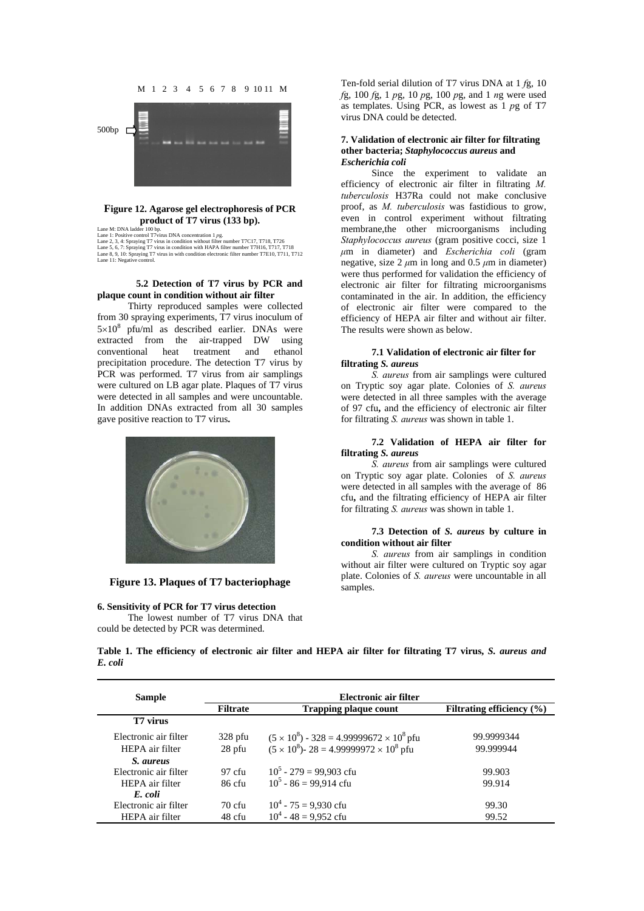Figure 12. Agarose gel electrophoresis of PCR product of T7 virus (133 bp).

Lane M: DNA ladder 100 bp.
Lane 1: Positive control T7virus DNA concentration 1 *p*g.
Lane 2, 3, 4: Spraying T7 virus in condition without filter number T7C17, T718, T726
Lane 5, 6, 7: Spraying T7 virus in condition with HAPA filter number T7H16, T717, T718
Lane 8, 9, 10: Spraying T7 virus in with condition electronic filter number T7E10, T711, T712
Lane 11: Negative control.

**5.2 Detection of T7 virus by PCR and plaque count in condition without air filter**

Thirty reproduced samples were collected from 30 spraying experiments, T7 virus inoculum of $5 \times 10^8$ pfu/ml as described earlier. DNAs were extracted from the air-trapped DW using conventional heat treatment and ethanol precipitation procedure. The detection T7 virus by PCR was performed. T7 virus from air samplings were cultured on LB agar plate. Plaques of T7 virus were detected in all samples and were uncountable. In addition DNAs extracted from all 30 samples gave positive reaction to T7 virus**.**

**Figure 13. Plaques of T7 bacteriophage**

**6. Sensitivity of PCR for T7 virus detection**

The lowest number of T7 virus DNA that could be detected by PCR was determined.

Ten-fold serial dilution of T7 virus DNA at 1 *f*g, 10 *f*g, 100 *f*g, 1 *p*g, 10 *p*g, 100 *p*g, and 1 *n*g were used as templates. Using PCR, as lowest as 1 *p*g of T7 virus DNA could be detected.

**7. Validation of electronic air filter for filtrating other bacteria; *Staphylococcus aureus* and *Escherichia coli***

Since the experiment to validate an efficiency of electronic air filter in filtrating *M. tuberculosis* H37Ra could not make conclusive proof, as *M. tuberculosis* was fastidious to grow, even in control experiment without filtrating membrane,the other microorganisms including *Staphylococcus aureus* (gram positive cocci, size 1 $\mu$m in diameter) and *Escherichia coli* (gram negative, size 2 $\mu$m in long and 0.5 $\mu$m in diameter) were thus performed for validation the efficiency of electronic air filter for filtrating microorganisms contaminated in the air. In addition, the efficiency of electronic air filter were compared to the efficiency of HEPA air filter and without air filter. The results were shown as below.

**7.1 Validation of electronic air filter for filtrating *S. aureus***

*S. aureus* from air samplings were cultured on Tryptic soy agar plate. Colonies of *S. aureus* were detected in all three samples with the average of 97 cfu**,** and the efficiency of electronic air filter for filtrating *S. aureus* was shown in table 1.

**7.2 Validation of HEPA air filter for filtrating *S. aureus***

*S. aureus* from air samplings were cultured on Tryptic soy agar plate. Colonies of *S. aureus* were detected in all samples with the average of 86 cfu**,** and the filtrating efficiency of HEPA air filter for filtrating *S. aureus* was shown in table 1.

**7.3 Detection of *S. aureus* by culture in condition without air filter**

*S. aureus* from air samplings in condition without air filter were cultured on Tryptic soy agar plate. Colonies of *S. aureus* were uncountable in all samples.

**Table 1. The efficiency of electronic air filter and HEPA air filter for filtrating T7 virus, *S. aureus and E. coli***

| Sample | Electronic air filter | | |
|---|---|---|---|
| | **Filtrate** | **Trapping plaque count** | **Filtrating efficiency (%)** |
| **T7 virus** | | | |
| Electronic air filter | 328 pfu | $(5 \times 10^8) - 328 = 4.99999672 \times 10^8$ pfu | 99.9999344 |
| HEPA air filter | 28 pfu | $(5 \times 10^8) - 28 = 4.99999972 \times 10^8$ pfu | 99.999944 |
| ***S. aureus*** | | | |
| Electronic air filter | 97 cfu | $10^5 - 279 = 99{,}903$ cfu | 99.903 |
| HEPA air filter | 86 cfu | $10^5 - 86 = 99{,}914$ cfu | 99.914 |
| ***E. coli*** | | | |
| Electronic air filter | 70 cfu | $10^4 - 75 = 9{,}930$ cfu | 99.30 |
| HEPA air filter | 48 cfu | $10^4 - 48 = 9{,}952$ cfu | 99.52 |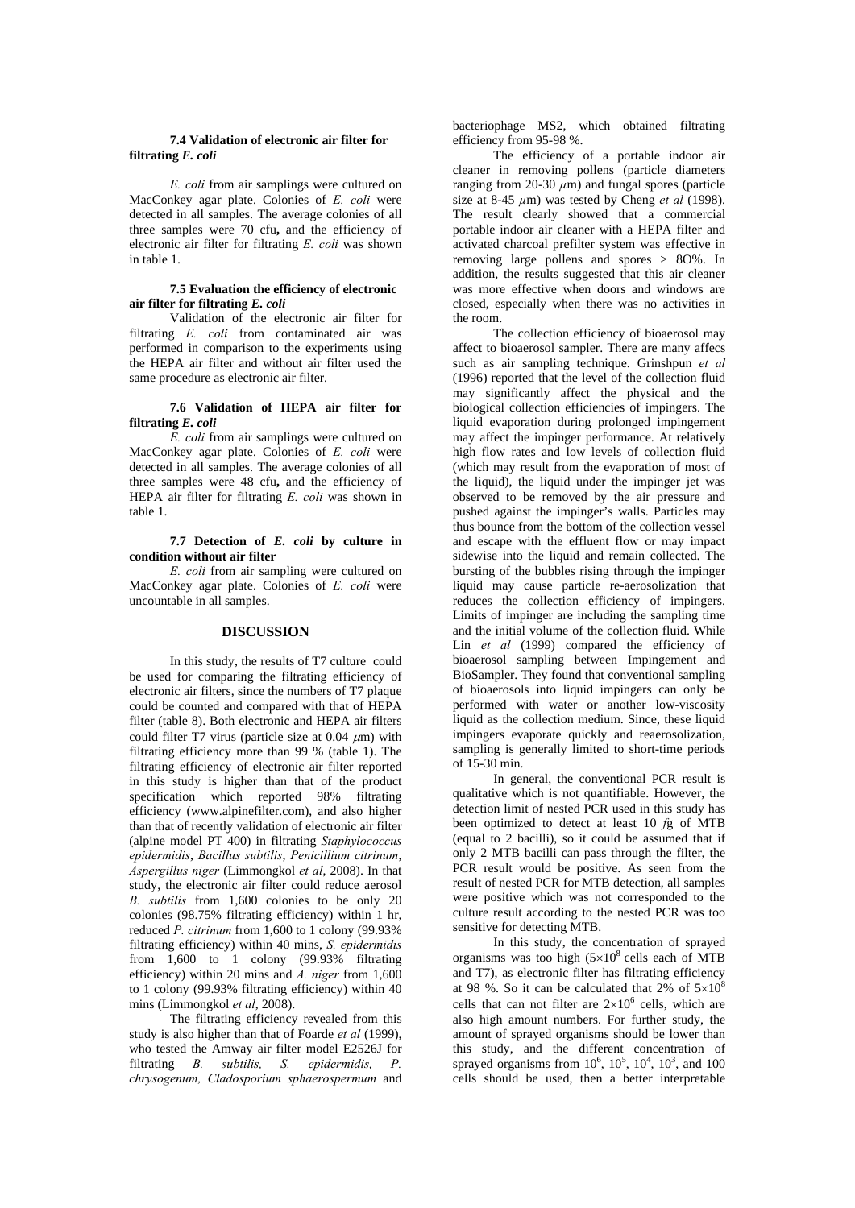### 7.4 Validation of electronic air filter for filtrating *E. coli*

*E. coli* from air samplings were cultured on MacConkey agar plate. Colonies of *E. coli* were detected in all samples. The average colonies of all three samples were 70 cfu**,** and the efficiency of electronic air filter for filtrating *E. coli* was shown in table 1.

### 7.5 Evaluation the efficiency of electronic air filter for filtrating *E. coli*

Validation of the electronic air filter for filtrating *E. coli* from contaminated air was performed in comparison to the experiments using the HEPA air filter and without air filter used the same procedure as electronic air filter.

### 7.6 Validation of HEPA air filter for filtrating *E. coli*

*E. coli* from air samplings were cultured on MacConkey agar plate. Colonies of *E. coli* were detected in all samples. The average colonies of all three samples were 48 cfu**,** and the efficiency of HEPA air filter for filtrating *E. coli* was shown in table 1.

### 7.7 Detection of *E. coli* by culture in condition without air filter

*E. coli* from air sampling were cultured on MacConkey agar plate. Colonies of *E. coli* were uncountable in all samples.

## DISCUSSION

In this study, the results of T7 culture could be used for comparing the filtrating efficiency of electronic air filters, since the numbers of T7 plaque could be counted and compared with that of HEPA filter (table 8). Both electronic and HEPA air filters could filter T7 virus (particle size at 0.04 $\mu$m) with filtrating efficiency more than 99 % (table 1). The filtrating efficiency of electronic air filter reported in this study is higher than that of the product specification which reported 98% filtrating efficiency (www.alpinefilter.com), and also higher than that of recently validation of electronic air filter (alpine model PT 400) in filtrating *Staphylococcus epidermidis*, *Bacillus subtilis*, *Penicillium citrinum*, *Aspergillus niger* (Limmongkol *et al*, 2008). In that study, the electronic air filter could reduce aerosol *B. subtilis* from 1,600 colonies to be only 20 colonies (98.75% filtrating efficiency) within 1 hr, reduced *P. citrinum* from 1,600 to 1 colony (99.93% filtrating efficiency) within 40 mins, *S. epidermidis* from 1,600 to 1 colony (99.93% filtrating efficiency) within 20 mins and *A. niger* from 1,600 to 1 colony (99.93% filtrating efficiency) within 40 mins (Limmongkol *et al*, 2008).

The filtrating efficiency revealed from this study is also higher than that of Foarde *et al* (1999), who tested the Amway air filter model E2526J for filtrating *B. subtilis, S. epidermidis, P. chrysogenum, Cladosporium sphaerospermum* and bacteriophage MS2, which obtained filtrating efficiency from 95-98 %.

The efficiency of a portable indoor air cleaner in removing pollens (particle diameters ranging from 20-30 $\mu$m) and fungal spores (particle size at 8-45 $\mu$m) was tested by Cheng *et al* (1998). The result clearly showed that a commercial portable indoor air cleaner with a HEPA filter and activated charcoal prefilter system was effective in removing large pollens and spores > 8O%. In addition, the results suggested that this air cleaner was more effective when doors and windows are closed, especially when there was no activities in the room.

The collection efficiency of bioaerosol may affect to bioaerosol sampler. There are many affecs such as air sampling technique. Grinshpun *et al* (1996) reported that the level of the collection fluid may significantly affect the physical and the biological collection efficiencies of impingers. The liquid evaporation during prolonged impingement may affect the impinger performance. At relatively high flow rates and low levels of collection fluid (which may result from the evaporation of most of the liquid), the liquid under the impinger jet was observed to be removed by the air pressure and pushed against the impinger's walls. Particles may thus bounce from the bottom of the collection vessel and escape with the effluent flow or may impact sidewise into the liquid and remain collected. The bursting of the bubbles rising through the impinger liquid may cause particle re-aerosolization that reduces the collection efficiency of impingers. Limits of impinger are including the sampling time and the initial volume of the collection fluid. While Lin *et al* (1999) compared the efficiency of bioaerosol sampling between Impingement and BioSampler. They found that conventional sampling of bioaerosols into liquid impingers can only be performed with water or another low-viscosity liquid as the collection medium. Since, these liquid impingers evaporate quickly and reaerosolization, sampling is generally limited to short-time periods of 15-30 min.

In general, the conventional PCR result is qualitative which is not quantifiable. However, the detection limit of nested PCR used in this study has been optimized to detect at least 10 *f*g of MTB (equal to 2 bacilli), so it could be assumed that if only 2 MTB bacilli can pass through the filter, the PCR result would be positive. As seen from the result of nested PCR for MTB detection, all samples were positive which was not corresponded to the culture result according to the nested PCR was too sensitive for detecting MTB.

In this study, the concentration of sprayed organisms was too high ($5\times10^8$ cells each of MTB and T7), as electronic filter has filtrating efficiency at 98 %. So it can be calculated that 2% of $5\times10^8$ cells that can not filter are $2\times10^6$ cells, which are also high amount numbers. For further study, the amount of sprayed organisms should be lower than this study, and the different concentration of sprayed organisms from $10^6$, $10^5$, $10^4$, $10^3$, and 100 cells should be used, then a better interpretable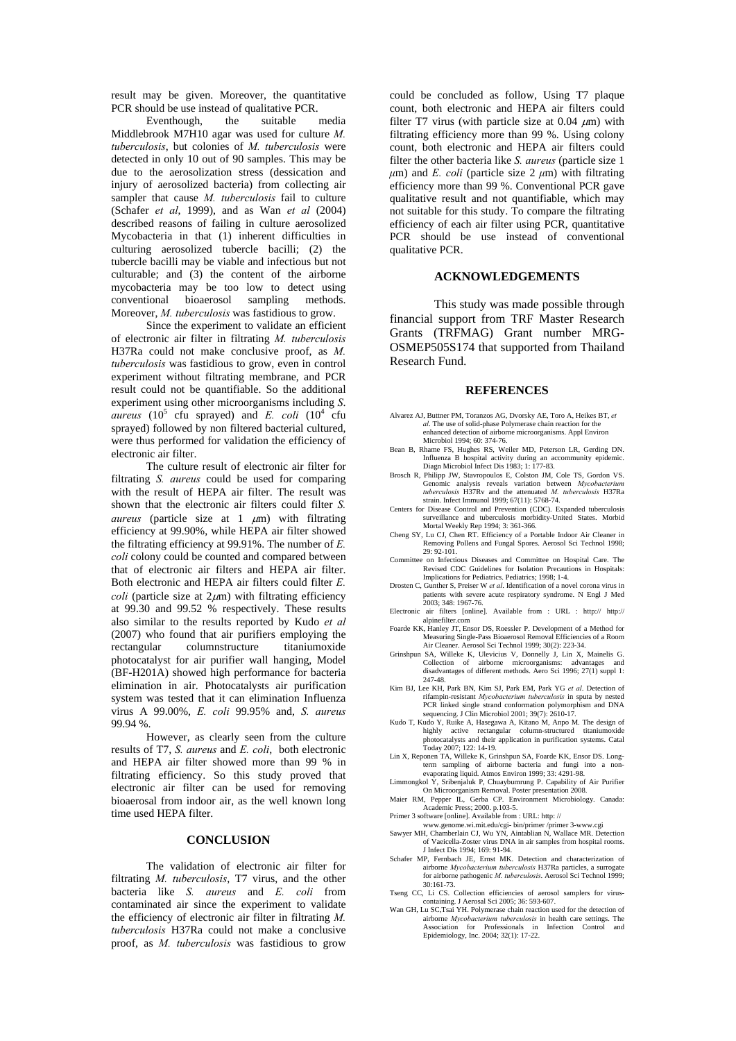result may be given. Moreover, the quantitative PCR should be use instead of qualitative PCR.

Eventhough, the suitable media Middlebrook M7H10 agar was used for culture *M. tuberculosis*, but colonies of *M. tuberculosis* were detected in only 10 out of 90 samples. This may be due to the aerosolization stress (dessication and injury of aerosolized bacteria) from collecting air sampler that cause *M. tuberculosis* fail to culture (Schafer *et al*, 1999), and as Wan *et al* (2004) described reasons of failing in culture aerosolized Mycobacteria in that (1) inherent difficulties in culturing aerosolized tubercle bacilli; (2) the tubercle bacilli may be viable and infectious but not culturable; and (3) the content of the airborne mycobacteria may be too low to detect using conventional bioaerosol sampling methods. Moreover, *M. tuberculosis* was fastidious to grow.

Since the experiment to validate an efficient of electronic air filter in filtrating *M. tuberculosis* H37Ra could not make conclusive proof, as *M. tuberculosis* was fastidious to grow, even in control experiment without filtrating membrane, and PCR result could not be quantifiable. So the additional experiment using other microorganisms including *S. aureus* ($10^5$ cfu sprayed) and *E. coli* ($10^4$ cfu sprayed) followed by non filtered bacterial cultured, were thus performed for validation the efficiency of electronic air filter.

The culture result of electronic air filter for filtrating *S. aureus* could be used for comparing with the result of HEPA air filter. The result was shown that the electronic air filters could filter *S. aureus* (particle size at 1 $\mu$m) with filtrating efficiency at 99.90%, while HEPA air filter showed the filtrating efficiency at 99.91%. The number of *E. coli* colony could be counted and compared between that of electronic air filters and HEPA air filter. Both electronic and HEPA air filters could filter *E. coli* (particle size at 2$\mu$m) with filtrating efficiency at 99.30 and 99.52 % respectively. These results also similar to the results reported by Kudo *et al* (2007) who found that air purifiers employing the rectangular columnstructure titaniumoxide photocatalyst for air purifier wall hanging, Model (BF-H201A) showed high performance for bacteria elimination in air. Photocatalysts air purification system was tested that it can elimination Influenza virus A 99.00%, *E. coli* 99.95% and, *S. aureus* 99.94 %.

However, as clearly seen from the culture results of T7, *S. aureus* and *E. coli*, both electronic and HEPA air filter showed more than 99 % in filtrating efficiency. So this study proved that electronic air filter can be used for removing bioaerosal from indoor air, as the well known long time used HEPA filter.

## CONCLUSION

The validation of electronic air filter for filtrating *M. tuberculosis*, T7 virus, and the other bacteria like *S. aureus* and *E. coli* from contaminated air since the experiment to validate the efficiency of electronic air filter in filtrating *M. tuberculosis* H37Ra could not make a conclusive proof, as *M. tuberculosis* was fastidious to grow could be concluded as follow, Using T7 plaque count, both electronic and HEPA air filters could filter T7 virus (with particle size at 0.04 $\mu$m) with filtrating efficiency more than 99 %. Using colony count, both electronic and HEPA air filters could filter the other bacteria like *S. aureus* (particle size 1 $\mu$m) and *E. coli* (particle size 2 $\mu$m) with filtrating efficiency more than 99 %. Conventional PCR gave qualitative result and not quantifiable, which may not suitable for this study. To compare the filtrating efficiency of each air filter using PCR, quantitative PCR should be use instead of conventional qualitative PCR.

## ACKNOWLEDGEMENTS

This study was made possible through financial support from TRF Master Research Grants (TRFMAG) Grant number MRG-OSMEP505S174 that supported from Thailand Research Fund.

## REFERENCES

Alvarez AJ, Buttner PM, Toranzos AG, Dvorsky AE, Toro A, Heikes BT, *et al*. The use of solid-phase Polymerase chain reaction for the enhanced detection of airborne microorganisms. Appl Environ Microbiol 1994; 60: 374-76.

Bean B, Rhame FS, Hughes RS, Weiler MD, Peterson LR, Gerding DN. Influenza B hospital activity during an accommunity epidemic. Diagn Microbiol Infect Dis 1983; 1: 177-83.

Brosch R, Philipp JW, Stavropoulos E, Colston JM, Cole TS, Gordon VS. Genomic analysis reveals variation between *Mycobacterium tuberculosis* H37Rv and the attenuated *M. tuberculosis* H37Ra strain. Infect Immunol 1999; 67(11): 5768-74.

Centers for Disease Control and Prevention (CDC). Expanded tuberculosis surveillance and tuberculosis morbidity-United States. Morbid Mortal Weekly Rep 1994; 3: 361-366.

Cheng SY, Lu CJ, Chen RT. Efficiency of a Portable Indoor Air Cleaner in Removing Pollens and Fungal Spores. Aerosol Sci Technol 1998; 29: 92-101.

Committee on Infectious Diseases and Committee on Hospital Care. The Revised CDC Guidelines for Isolation Precautions in Hospitals: Implications for Pediatrics. Pediatrics; 1998; 1-4.

Drosten C, Gunther S, Preiser W *et al*. Identification of a novel corona virus in patients with severe acute respiratory syndrome. N Engl J Med 2003; 348: 1967-76.

Electronic air filters [online]. Available from : URL : http:// http:// alpinefilter.com

Foarde KK, Hanley JT, Ensor DS, Roessler P. Development of a Method for Measuring Single-Pass Bioaerosol Removal Efficiencies of a Room Air Cleaner. Aerosol Sci Technol 1999; 30(2): 223-34.

Grinshpun SA, Willeke K, Ulevicius V, Donnelly J, Lin X, Mainelis G. Collection of airborne microorganisms: advantages and disadvantages of different methods. Aero Sci 1996; 27(1) suppl 1: 247-48.

Kim BJ, Lee KH, Park BN, Kim SJ, Park EM, Park YG *et al*. Detection of rifampin-resistant *Mycobacterium tuberculosis* in sputa by nested PCR linked single strand conformation polymorphism and DNA sequencing. J Clin Microbiol 2001; 39(7): 2610-17.

Kudo T, Kudo Y, Ruike A, Hasegawa A, Kitano M, Anpo M. The design of highly active rectangular column-structured titaniumoxide photocatalysts and their application in purification systems. Catal Today 2007; 122: 14-19.

Lin X, Reponen TA, Willeke K, Grinshpun SA, Foarde KK, Ensor DS. Long-term sampling of airborne bacteria and fungi into a non-evaporating liquid. Atmos Environ 1999; 33: 4291-98.

Limmongkol Y, Sribenjaluk P, Chuaybumrung P. Capability of Air Purifier On Microorganism Removal. Poster presentation 2008.

Maier RM, Pepper IL, Gerba CP. Environment Microbiology. Canada: Academic Press; 2000. p.103-5.

Primer 3 software [online]. Available from : URL: http: // www.genome.wi.mit.edu/cgi- bin/primer /primer 3-www.cgi

Sawyer MH, Chamberlain CJ, Wu YN, Aintablian N, Wallace MR. Detection of Vaeicella-Zoster virus DNA in air samples from hospital rooms. J Infect Dis 1994; 169: 91-94.

Schafer MP, Fernbach JE, Ernst MK. Detection and characterization of airborne *Mycobacterium tuberculosis* H37Ra particles, a surrogate for airborne pathogenic *M. tuberculosis*. Aerosol Sci Technol 1999; 30:161-73.

Tseng CC, Li CS. Collection efficiencies of aerosol samplers for virus-containing. J Aerosal Sci 2005; 36: 593-607.

Wan GH, Lu SC,Tsai YH. Polymerase chain reaction used for the detection of airborne *Mycobacterium tuberculosis* in health care settings. The Association for Professionals in Infection Control and Epidemiology, Inc. 2004; 32(1): 17-22.